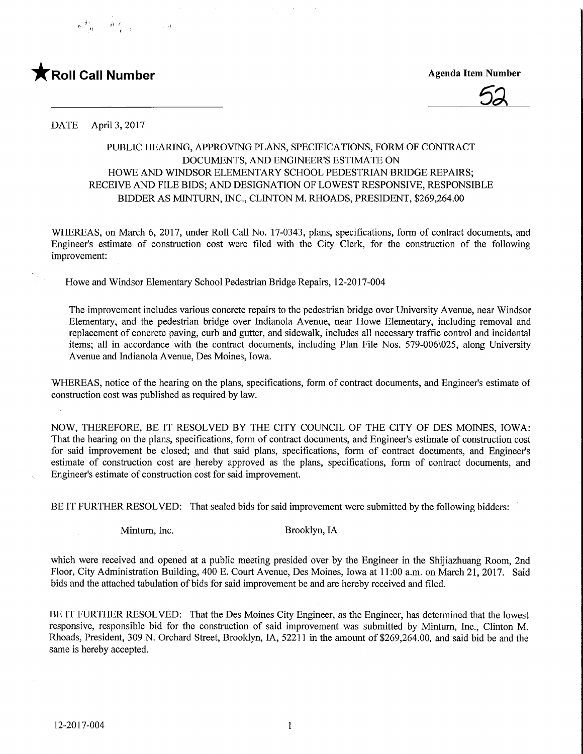★ **Roll Call Number**

**Agenda Item Number**

52

DATE April 3, 2017

PUBLIC HEARING, APPROVING PLANS, SPECIFICATIONS, FORM OF CONTRACT DOCUMENTS, AND ENGINEER'S ESTIMATE ON HOWE AND WINDSOR ELEMENTARY SCHOOL PEDESTRIAN BRIDGE REPAIRS; RECEIVE AND FILE BIDS; AND DESIGNATION OF LOWEST RESPONSIVE, RESPONSIBLE BIDDER AS MINTURN, INC., CLINTON M. RHOADS, PRESIDENT, $269,264.00

WHEREAS, on March 6, 2017, under Roll Call No. 17-0343, plans, specifications, form of contract documents, and Engineer's estimate of construction cost were filed with the City Clerk, for the construction of the following improvement:

Howe and Windsor Elementary School Pedestrian Bridge Repairs, 12-2017-004

The improvement includes various concrete repairs to the pedestrian bridge over University Avenue, near Windsor Elementary, and the pedestrian bridge over Indianola Avenue, near Howe Elementary, including removal and replacement of concrete paving, curb and gutter, and sidewalk, includes all necessary traffic control and incidental items; all in accordance with the contract documents, including Plan File Nos. 579-006\025, along University Avenue and Indianola Avenue, Des Moines, Iowa.

WHEREAS, notice of the hearing on the plans, specifications, form of contract documents, and Engineer's estimate of construction cost was published as required by law.

NOW, THEREFORE, BE IT RESOLVED BY THE CITY COUNCIL OF THE CITY OF DES MOINES, IOWA: That the hearing on the plans, specifications, form of contract documents, and Engineer's estimate of construction cost for said improvement be closed; and that said plans, specifications, form of contract documents, and Engineer's estimate of construction cost are hereby approved as the plans, specifications, form of contract documents, and Engineer's estimate of construction cost for said improvement.

BE IT FURTHER RESOLVED: That sealed bids for said improvement were submitted by the following bidders:

Minturn, Inc. Brooklyn, IA

which were received and opened at a public meeting presided over by the Engineer in the Shijiazhuang Room, 2nd Floor, City Administration Building, 400 E. Court Avenue, Des Moines, Iowa at 11:00 a.m. on March 21, 2017. Said bids and the attached tabulation of bids for said improvement be and are hereby received and filed.

BE IT FURTHER RESOLVED: That the Des Moines City Engineer, as the Engineer, has determined that the lowest responsive, responsible bid for the construction of said improvement was submitted by Minturn, Inc., Clinton M. Rhoads, President, 309 N. Orchard Street, Brooklyn, IA, 52211 in the amount of $269,264.00, and said bid be and the same is hereby accepted.

12-2017-004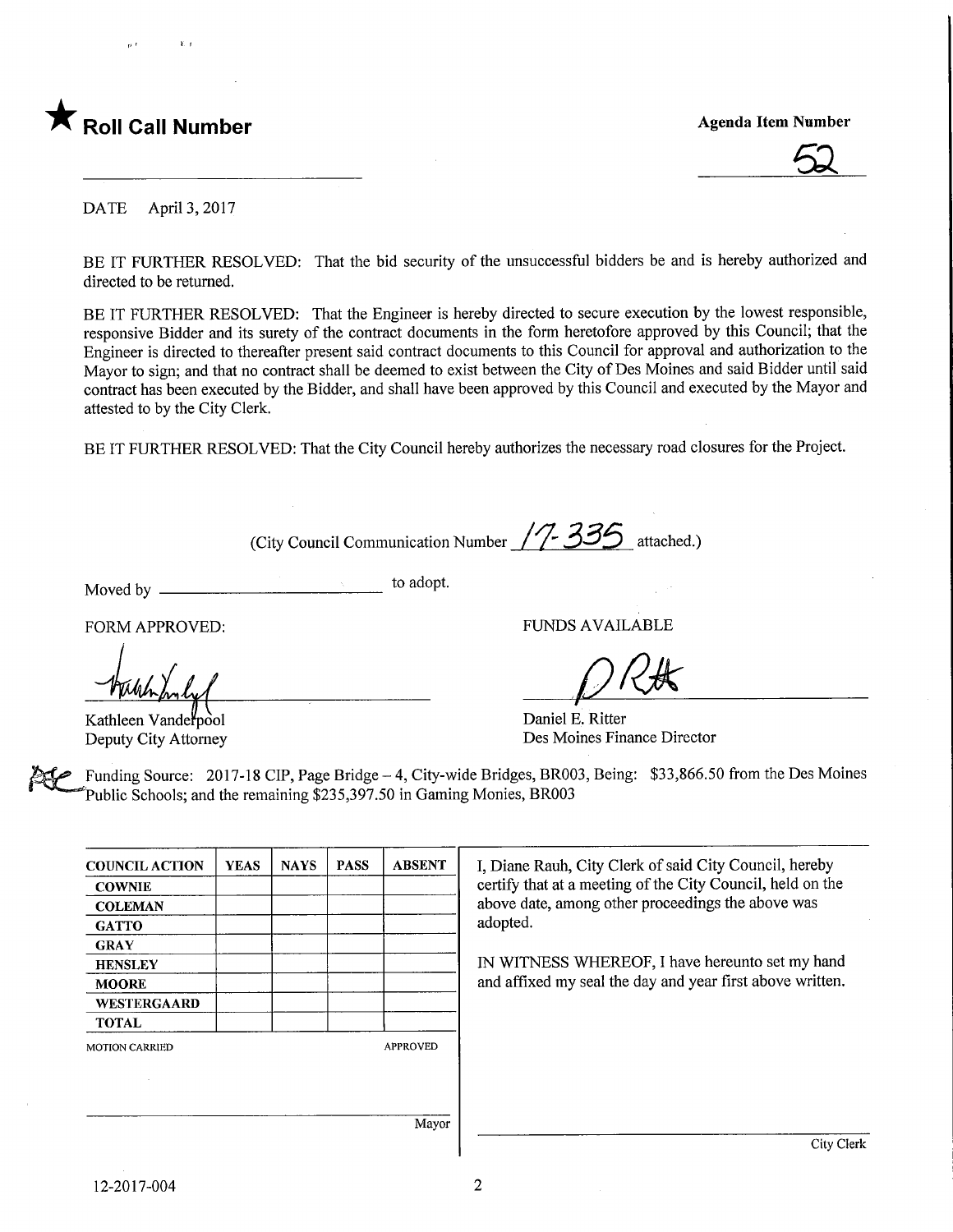★ **Roll Call Number**

**Agenda Item Number**

52

DATE April 3, 2017

BE IT FURTHER RESOLVED: That the bid security of the unsuccessful bidders be and is hereby authorized and directed to be returned.

BE IT FURTHER RESOLVED: That the Engineer is hereby directed to secure execution by the lowest responsible, responsive Bidder and its surety of the contract documents in the form heretofore approved by this Council; that the Engineer is directed to thereafter present said contract documents to this Council for approval and authorization to the Mayor to sign; and that no contract shall be deemed to exist between the City of Des Moines and said Bidder until said contract has been executed by the Bidder, and shall have been approved by this Council and executed by the Mayor and attested to by the City Clerk.

BE IT FURTHER RESOLVED: That the City Council hereby authorizes the necessary road closures for the Project.

(City Council Communication Number 17-335 attached.)

Moved by ______________________ to adopt.

FORM APPROVED:

Kathleen Vanderpool
Deputy City Attorney

FUNDS AVAILABLE

Daniel E. Ritter
Des Moines Finance Director

Funding Source: 2017-18 CIP, Page Bridge – 4, City-wide Bridges, BR003, Being: $33,866.50 from the Des Moines Public Schools; and the remaining $235,397.50 in Gaming Monies, BR003

| COUNCIL ACTION | YEAS | NAYS | PASS | ABSENT |
|---|---|---|---|---|
| COWNIE | | | | |
| COLEMAN | | | | |
| GATTO | | | | |
| GRAY | | | | |
| HENSLEY | | | | |
| MOORE | | | | |
| WESTERGAARD | | | | |
| TOTAL | | | | |

MOTION CARRIED APPROVED

Mayor

I, Diane Rauh, City Clerk of said City Council, hereby certify that at a meeting of the City Council, held on the above date, among other proceedings the above was adopted.

IN WITNESS WHEREOF, I have hereunto set my hand and affixed my seal the day and year first above written.

City Clerk

12-2017-004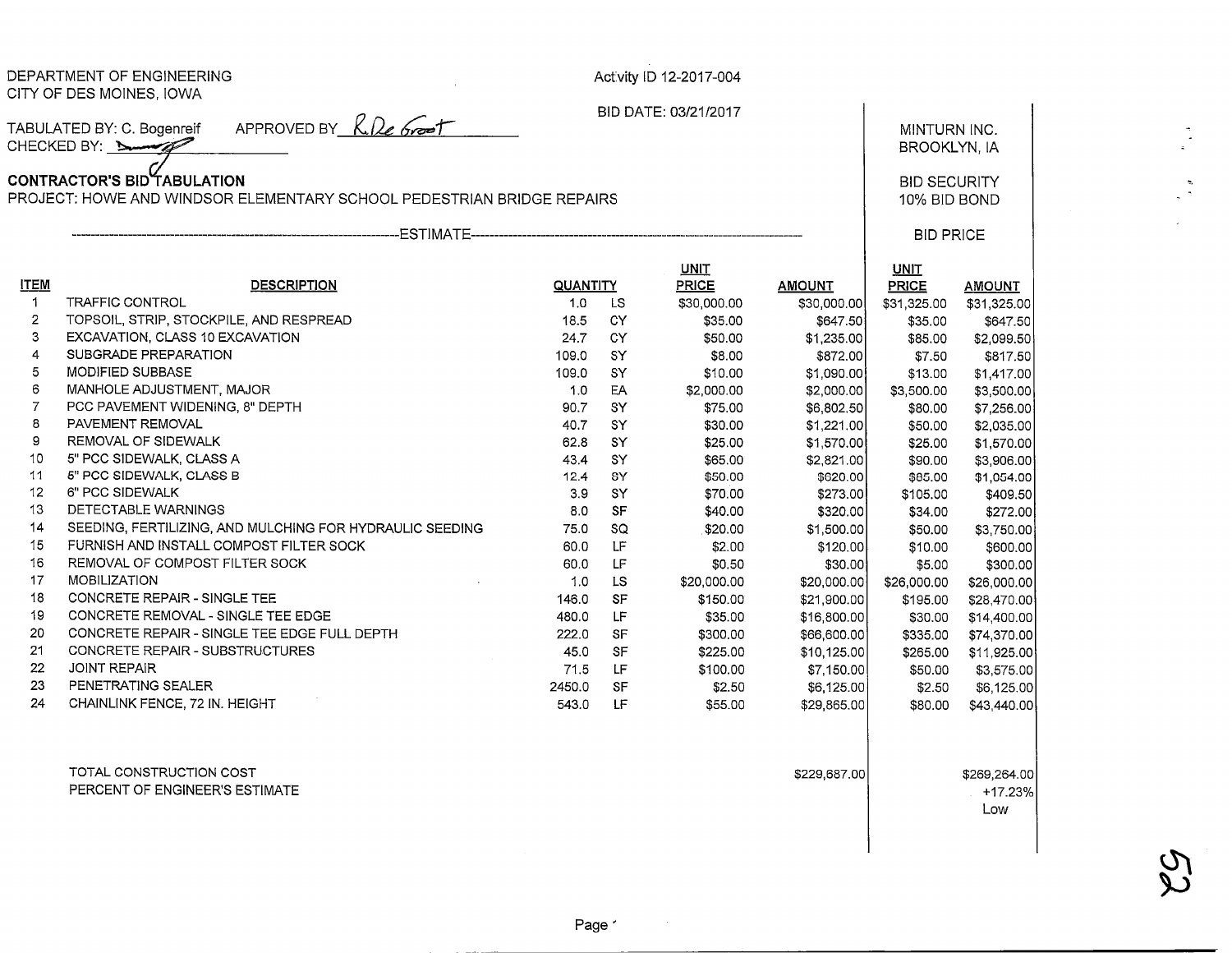DEPARTMENT OF ENGINEERING
CITY OF DES MOINES, IOWA

Activity ID 12-2017-004

BID DATE: 03/21/2017

TABULATED BY: C. Bogenreif APPROVED BY R. De Groot
CHECKED BY:

**CONTRACTOR'S BID TABULATION**
PROJECT: HOWE AND WINDSOR ELEMENTARY SCHOOL PEDESTRIAN BRIDGE REPAIRS

| | | | | ESTIMATE | | MINTURN INC. BROOKLYN, IA BID SECURITY 10% BID BOND BID PRICE | |
|---|---|---|---|---|---|---|---|
| ITEM | DESCRIPTION | QUANTITY | | UNIT PRICE | AMOUNT | UNIT PRICE | AMOUNT |
| 1 | TRAFFIC CONTROL | 1.0 | LS | $30,000.00 | $30,000.00 | $31,325.00 | $31,325.00 |
| 2 | TOPSOIL, STRIP, STOCKPILE, AND RESPREAD | 18.5 | CY | $35.00 | $647.50 | $35.00 | $647.50 |
| 3 | EXCAVATION, CLASS 10 EXCAVATION | 24.7 | CY | $50.00 | $1,235.00 | $85.00 | $2,099.50 |
| 4 | SUBGRADE PREPARATION | 109.0 | SY | $8.00 | $872.00 | $7.50 | $817.50 |
| 5 | MODIFIED SUBBASE | 109.0 | SY | $10.00 | $1,090.00 | $13.00 | $1,417.00 |
| 6 | MANHOLE ADJUSTMENT, MAJOR | 1.0 | EA | $2,000.00 | $2,000.00 | $3,500.00 | $3,500.00 |
| 7 | PCC PAVEMENT WIDENING, 8" DEPTH | 90.7 | SY | $75.00 | $6,802.50 | $80.00 | $7,256.00 |
| 8 | PAVEMENT REMOVAL | 40.7 | SY | $30.00 | $1,221.00 | $50.00 | $2,035.00 |
| 9 | REMOVAL OF SIDEWALK | 62.8 | SY | $25.00 | $1,570.00 | $25.00 | $1,570.00 |
| 10 | 5" PCC SIDEWALK, CLASS A | 43.4 | SY | $65.00 | $2,821.00 | $90.00 | $3,906.00 |
| 11 | 5" PCC SIDEWALK, CLASS B | 12.4 | SY | $50.00 | $620.00 | $85.00 | $1,054.00 |
| 12 | 6" PCC SIDEWALK | 3.9 | SY | $70.00 | $273.00 | $105.00 | $409.50 |
| 13 | DETECTABLE WARNINGS | 8.0 | SF | $40.00 | $320.00 | $34.00 | $272.00 |
| 14 | SEEDING, FERTILIZING, AND MULCHING FOR HYDRAULIC SEEDING | 75.0 | SQ | $20.00 | $1,500.00 | $50.00 | $3,750.00 |
| 15 | FURNISH AND INSTALL COMPOST FILTER SOCK | 60.0 | LF | $2.00 | $120.00 | $10.00 | $600.00 |
| 16 | REMOVAL OF COMPOST FILTER SOCK | 60.0 | LF | $0.50 | $30.00 | $5.00 | $300.00 |
| 17 | MOBILIZATION | 1.0 | LS | $20,000.00 | $20,000.00 | $26,000.00 | $26,000.00 |
| 18 | CONCRETE REPAIR - SINGLE TEE | 146.0 | SF | $150.00 | $21,900.00 | $195.00 | $28,470.00 |
| 19 | CONCRETE REMOVAL - SINGLE TEE EDGE | 480.0 | LF | $35.00 | $16,800.00 | $30.00 | $14,400.00 |
| 20 | CONCRETE REPAIR - SINGLE TEE EDGE FULL DEPTH | 222.0 | SF | $300.00 | $66,600.00 | $335.00 | $74,370.00 |
| 21 | CONCRETE REPAIR - SUBSTRUCTURES | 45.0 | SF | $225.00 | $10,125.00 | $265.00 | $11,925.00 |
| 22 | JOINT REPAIR | 71.5 | LF | $100.00 | $7,150.00 | $50.00 | $3,575.00 |
| 23 | PENETRATING SEALER | 2450.0 | SF | $2.50 | $6,125.00 | $2.50 | $6,125.00 |
| 24 | CHAINLINK FENCE, 72 IN. HEIGHT | 543.0 | LF | $55.00 | $29,865.00 | $80.00 | $43,440.00 |
| | TOTAL CONSTRUCTION COST | | | | $229,687.00 | | $269,264.00 |
| | PERCENT OF ENGINEER'S ESTIMATE | | | | | | +17.23% Low |